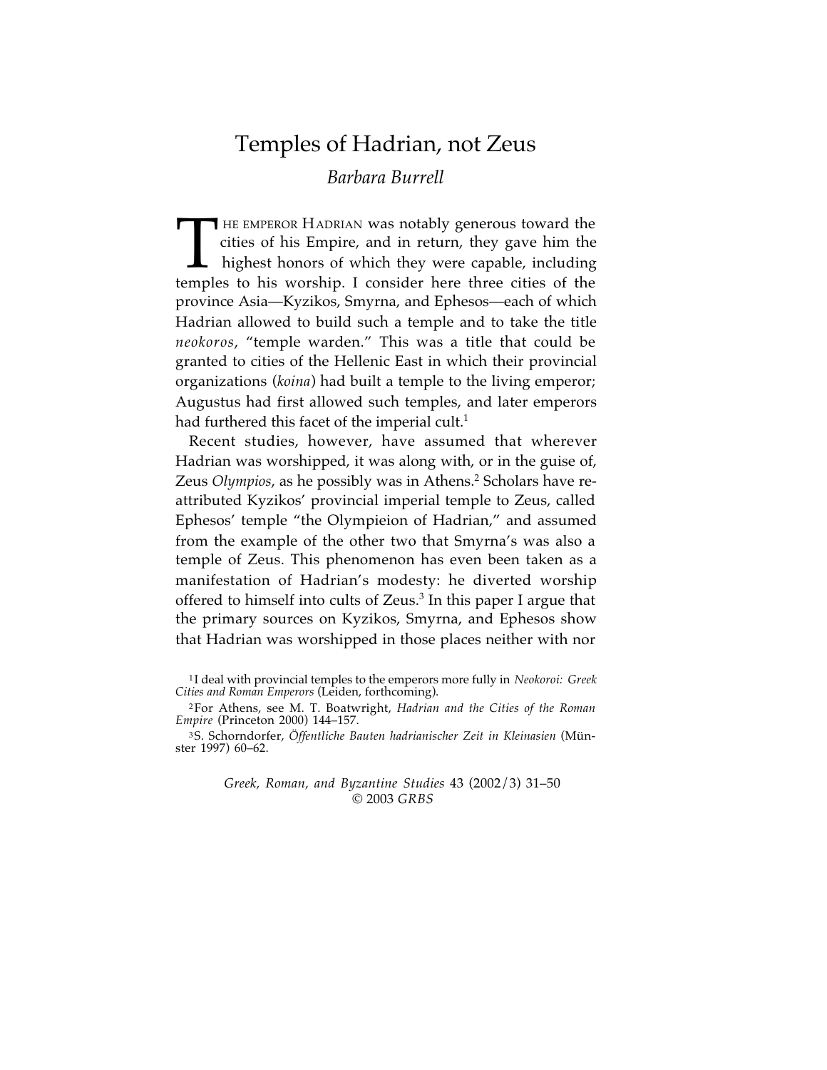# Temples of Hadrian, not Zeus

*Barbara Burrell*

THE EMPEROR HADRIAN was notably generous toward the cities of his Empire, and in return, they gave him the highest honors of which they were capable, including temples to his worship. I consider here three cities of the province Asia—Kyzikos, Smyrna, and Ephesos—each of which Hadrian allowed to build such a temple and to take the title *neokoros*, "temple warden." This was a title that could be granted to cities of the Hellenic East in which their provincial organizations (*koina*) had built a temple to the living emperor; Augustus had first allowed such temples, and later emperors had furthered this facet of the imperial cult.[1]

Recent studies, however, have assumed that wherever Hadrian was worshipped, it was along with, or in the guise of, Zeus *Olympios*, as he possibly was in Athens.[2] Scholars have re-attributed Kyzikos' provincial imperial temple to Zeus, called Ephesos' temple "the Olympieion of Hadrian," and assumed from the example of the other two that Smyrna's was also a temple of Zeus. This phenomenon has even been taken as a manifestation of Hadrian's modesty: he diverted worship offered to himself into cults of Zeus.[3] In this paper I argue that the primary sources on Kyzikos, Smyrna, and Ephesos show that Hadrian was worshipped in those places neither with nor

[1] I deal with provincial temples to the emperors more fully in *Neokoroi: Greek Cities and Roman Emperors* (Leiden, forthcoming).

[2] For Athens, see M. T. Boatwright, *Hadrian and the Cities of the Roman Empire* (Princeton 2000) 144–157.

[3] S. Schorndorfer, *Öffentliche Bauten hadrianischer Zeit in Kleinasien* (Münster 1997) 60–62.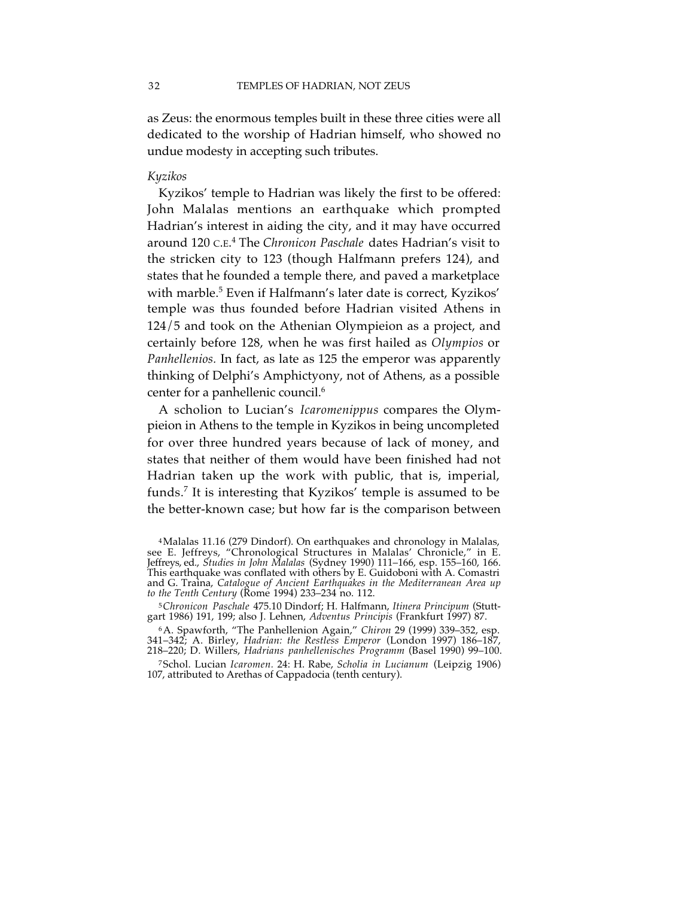as Zeus: the enormous temples built in these three cities were all dedicated to the worship of Hadrian himself, who showed no undue modesty in accepting such tributes.

*Kyzikos*

Kyzikos' temple to Hadrian was likely the first to be offered: John Malalas mentions an earthquake which prompted Hadrian's interest in aiding the city, and it may have occurred around 120 C.E.[4] The *Chronicon Paschale* dates Hadrian's visit to the stricken city to 123 (though Halfmann prefers 124), and states that he founded a temple there, and paved a marketplace with marble.[5] Even if Halfmann's later date is correct, Kyzikos' temple was thus founded before Hadrian visited Athens in 124/5 and took on the Athenian Olympieion as a project, and certainly before 128, when he was first hailed as *Olympios* or *Panhellenios.* In fact, as late as 125 the emperor was apparently thinking of Delphi's Amphictyony, not of Athens, as a possible center for a panhellenic council.[6]

A scholion to Lucian's *Icaromenippus* compares the Olympieion in Athens to the temple in Kyzikos in being uncompleted for over three hundred years because of lack of money, and states that neither of them would have been finished had not Hadrian taken up the work with public, that is, imperial, funds.[7] It is interesting that Kyzikos' temple is assumed to be the better-known case; but how far is the comparison between

[4] Malalas 11.16 (279 Dindorf). On earthquakes and chronology in Malalas, see E. Jeffreys, "Chronological Structures in Malalas' Chronicle," in E. Jeffreys, ed., *Studies in John Malalas* (Sydney 1990) 111–166, esp. 155–160, 166. This earthquake was conflated with others by E. Guidoboni with A. Comastri and G. Traina, *Catalogue of Ancient Earthquakes in the Mediterranean Area up to the Tenth Century* (Rome 1994) 233–234 no. 112.

[5] *Chronicon Paschale* 475.10 Dindorf; H. Halfmann, *Itinera Principum* (Stuttgart 1986) 191, 199; also J. Lehnen, *Adventus Principis* (Frankfurt 1997) 87.

[6] A. Spawforth, "The Panhellenion Again," *Chiron* 29 (1999) 339–352, esp. 341–342; A. Birley, *Hadrian: the Restless Emperor* (London 1997) 186–187, 218–220; D. Willers, *Hadrians panhellenisches Programm* (Basel 1990) 99–100.

[7] Schol. Lucian *Icaromen.* 24: H. Rabe, *Scholia in Lucianum* (Leipzig 1906) 107, attributed to Arethas of Cappadocia (tenth century).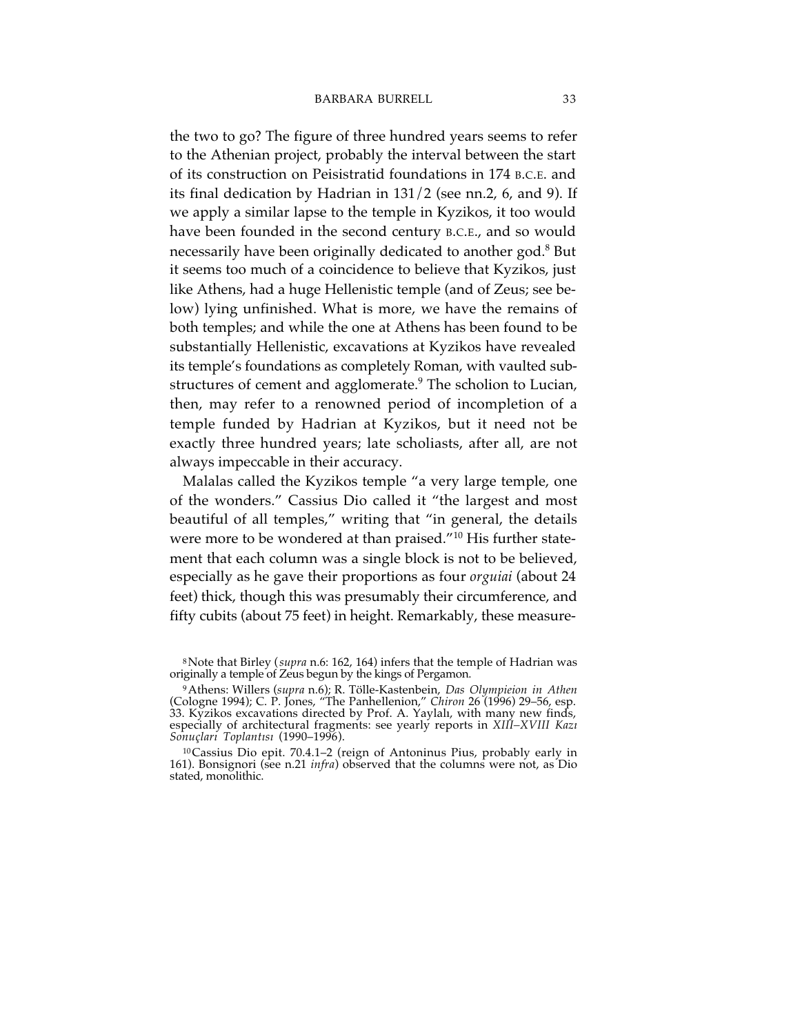the two to go? The figure of three hundred years seems to refer to the Athenian project, probably the interval between the start of its construction on Peisistratid foundations in 174 B.C.E. and its final dedication by Hadrian in 131/2 (see nn.2, 6, and 9). If we apply a similar lapse to the temple in Kyzikos, it too would have been founded in the second century B.C.E., and so would necessarily have been originally dedicated to another god.[8] But it seems too much of a coincidence to believe that Kyzikos, just like Athens, had a huge Hellenistic temple (and of Zeus; see below) lying unfinished. What is more, we have the remains of both temples; and while the one at Athens has been found to be substantially Hellenistic, excavations at Kyzikos have revealed its temple's foundations as completely Roman, with vaulted substructures of cement and agglomerate.[9] The scholion to Lucian, then, may refer to a renowned period of incompletion of a temple funded by Hadrian at Kyzikos, but it need not be exactly three hundred years; late scholiasts, after all, are not always impeccable in their accuracy.

Malalas called the Kyzikos temple "a very large temple, one of the wonders." Cassius Dio called it "the largest and most beautiful of all temples," writing that "in general, the details were more to be wondered at than praised."[10] His further statement that each column was a single block is not to be believed, especially as he gave their proportions as four *orguiai* (about 24 feet) thick, though this was presumably their circumference, and fifty cubits (about 75 feet) in height. Remarkably, these measure-

---

[8] Note that Birley (*supra* n.6: 162, 164) infers that the temple of Hadrian was originally a temple of Zeus begun by the kings of Pergamon.

[9] Athens: Willers (*supra* n.6); R. Tölle-Kastenbein, *Das Olympieion in Athen* (Cologne 1994); C. P. Jones, "The Panhellenion," *Chiron* 26 (1996) 29–56, esp. 33. Kyzikos excavations directed by Prof. A. Yaylalı, with many new finds, especially of architectural fragments: see yearly reports in *XIII–XVIII Kazı Sonuçlari Toplantısı* (1990–1996).

[10] Cassius Dio epit. 70.4.1–2 (reign of Antoninus Pius, probably early in 161). Bonsignori (see n.21 *infra*) observed that the columns were not, as Dio stated, monolithic.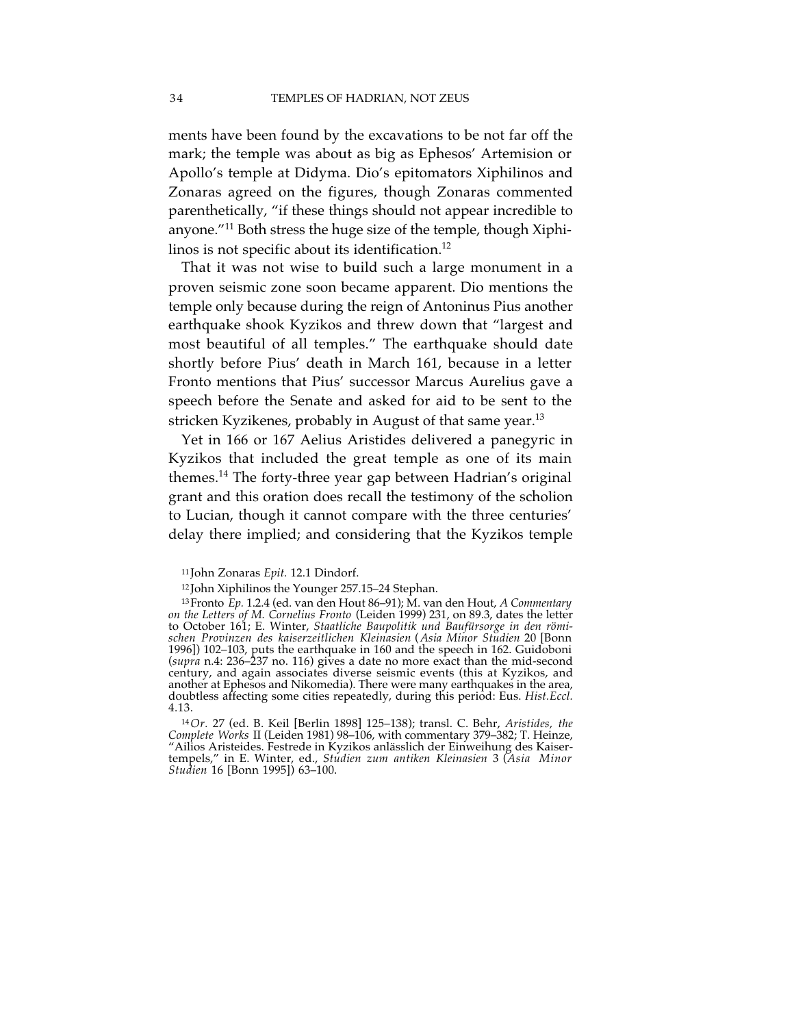ments have been found by the excavations to be not far off the mark; the temple was about as big as Ephesos' Artemision or Apollo's temple at Didyma. Dio's epitomators Xiphilinos and Zonaras agreed on the figures, though Zonaras commented parenthetically, "if these things should not appear incredible to anyone."[11] Both stress the huge size of the temple, though Xiphilinos is not specific about its identification.[12]

That it was not wise to build such a large monument in a proven seismic zone soon became apparent. Dio mentions the temple only because during the reign of Antoninus Pius another earthquake shook Kyzikos and threw down that "largest and most beautiful of all temples." The earthquake should date shortly before Pius' death in March 161, because in a letter Fronto mentions that Pius' successor Marcus Aurelius gave a speech before the Senate and asked for aid to be sent to the stricken Kyzikenes, probably in August of that same year.[13]

Yet in 166 or 167 Aelius Aristides delivered a panegyric in Kyzikos that included the great temple as one of its main themes.[14] The forty-three year gap between Hadrian's original grant and this oration does recall the testimony of the scholion to Lucian, though it cannot compare with the three centuries' delay there implied; and considering that the Kyzikos temple

---

[11] John Zonaras *Epit.* 12.1 Dindorf.

[12] John Xiphilinos the Younger 257.15–24 Stephan.

[13] Fronto *Ep.* 1.2.4 (ed. van den Hout 86–91); M. van den Hout, *A Commentary on the Letters of M. Cornelius Fronto* (Leiden 1999) 231, on 89.3, dates the letter to October 161; E. Winter, *Staatliche Baupolitik und Baufürsorge in den römischen Provinzen des kaiserzeitlichen Kleinasien* (*Asia Minor Studien* 20 [Bonn 1996]) 102–103, puts the earthquake in 160 and the speech in 162. Guidoboni (*supra* n.4: 236–237 no. 116) gives a date no more exact than the mid-second century, and again associates diverse seismic events (this at Kyzikos, and another at Ephesos and Nikomedia). There were many earthquakes in the area, doubtless affecting some cities repeatedly, during this period: Eus. *Hist.Eccl.* 4.13.

[14] *Or.* 27 (ed. B. Keil [Berlin 1898] 125–138); transl. C. Behr, *Aristides, the Complete Works* II (Leiden 1981) 98–106, with commentary 379–382; T. Heinze, "Ailios Aristeides. Festrede in Kyzikos anlässlich der Einweihung des Kaisertempels," in E. Winter, ed., *Studien zum antiken Kleinasien* 3 (*Asia Minor Studien* 16 [Bonn 1995]) 63–100.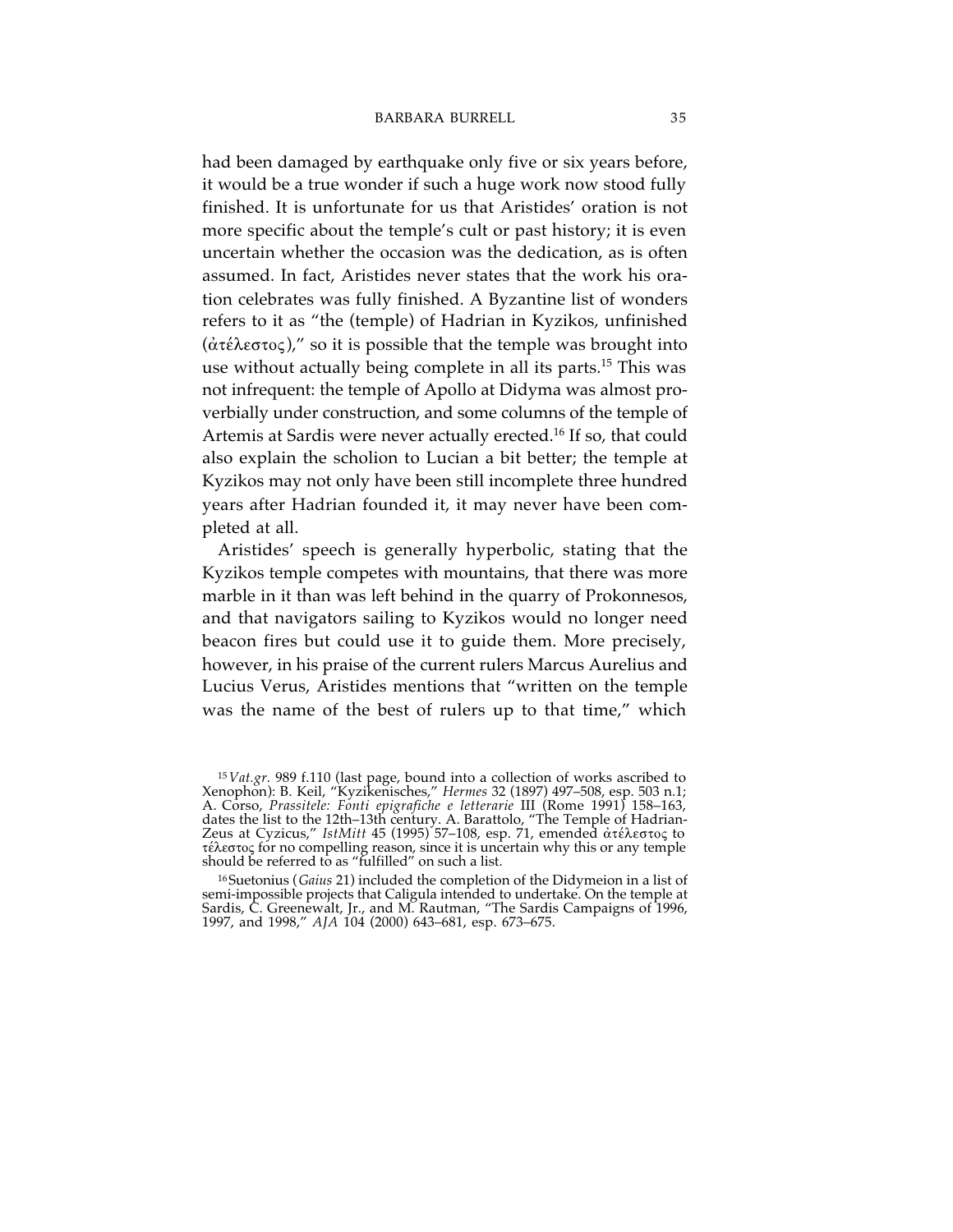had been damaged by earthquake only five or six years before, it would be a true wonder if such a huge work now stood fully finished. It is unfortunate for us that Aristides' oration is not more specific about the temple's cult or past history; it is even uncertain whether the occasion was the dedication, as is often assumed. In fact, Aristides never states that the work his oration celebrates was fully finished. A Byzantine list of wonders refers to it as "the (temple) of Hadrian in Kyzikos, unfinished (ἀτέλεστος)," so it is possible that the temple was brought into use without actually being complete in all its parts.[15] This was not infrequent: the temple of Apollo at Didyma was almost proverbially under construction, and some columns of the temple of Artemis at Sardis were never actually erected.[16] If so, that could also explain the scholion to Lucian a bit better; the temple at Kyzikos may not only have been still incomplete three hundred years after Hadrian founded it, it may never have been completed at all.

Aristides' speech is generally hyperbolic, stating that the Kyzikos temple competes with mountains, that there was more marble in it than was left behind in the quarry of Prokonnesos, and that navigators sailing to Kyzikos would no longer need beacon fires but could use it to guide them. More precisely, however, in his praise of the current rulers Marcus Aurelius and Lucius Verus, Aristides mentions that "written on the temple was the name of the best of rulers up to that time," which

[15] *Vat.gr.* 989 f.110 (last page, bound into a collection of works ascribed to Xenophon): B. Keil, "Kyzikenisches," *Hermes* 32 (1897) 497–508, esp. 503 n.1; A. Corso, *Prassitele: Fonti epigrafiche e letterarie* III (Rome 1991) 158–163, dates the list to the 12th–13th century. A. Barattolo, "The Temple of Hadrian-Zeus at Cyzicus," *IstMitt* 45 (1995) 57–108, esp. 71, emended ἀτέλεστος to τέλεστος for no compelling reason, since it is uncertain why this or any temple should be referred to as "fulfilled" on such a list.

[16] Suetonius (*Gaius* 21) included the completion of the Didymeion in a list of semi-impossible projects that Caligula intended to undertake. On the temple at Sardis, C. Greenewalt, Jr., and M. Rautman, "The Sardis Campaigns of 1996, 1997, and 1998," *AJA* 104 (2000) 643–681, esp. 673–675.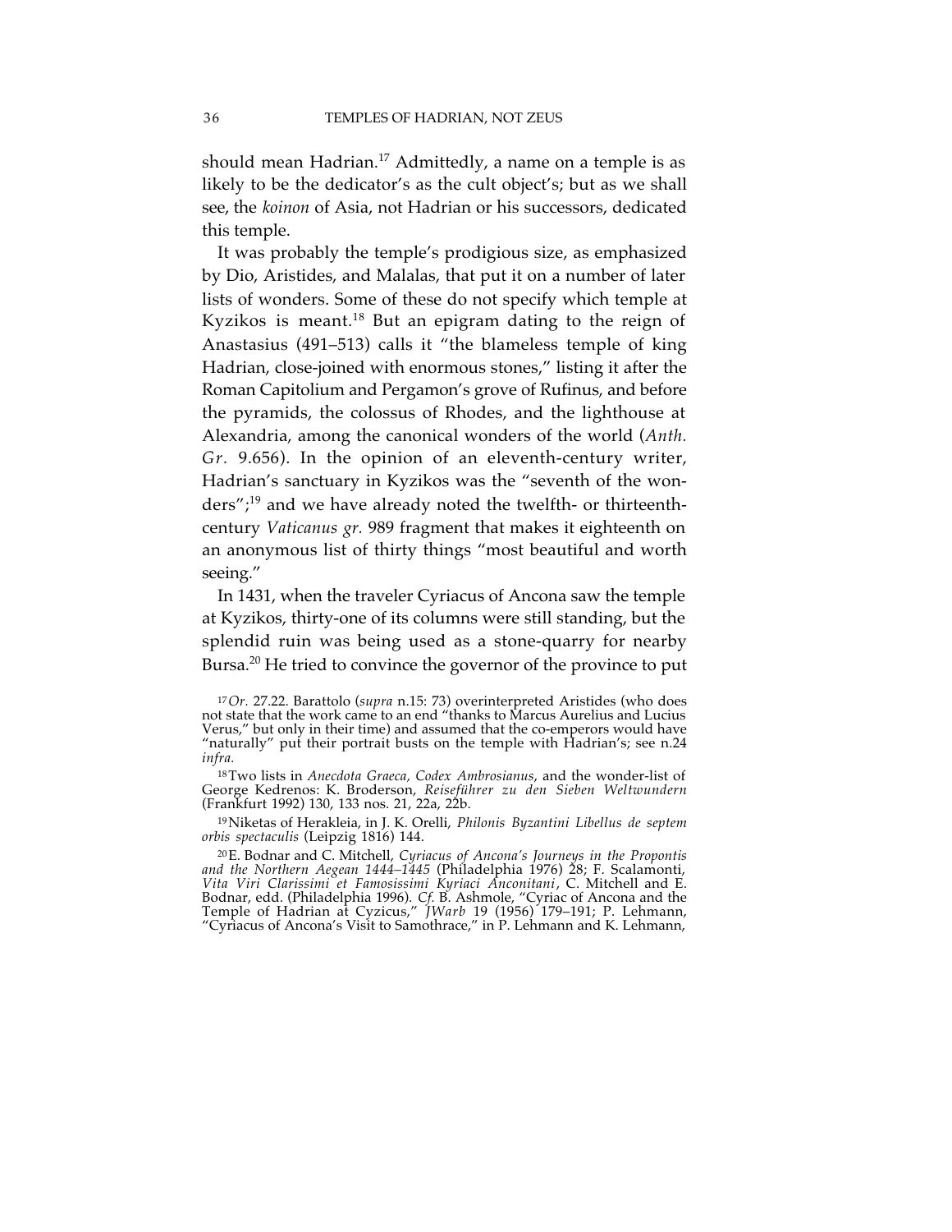should mean Hadrian.[17] Admittedly, a name on a temple is as likely to be the dedicator's as the cult object's; but as we shall see, the *koinon* of Asia, not Hadrian or his successors, dedicated this temple.

It was probably the temple's prodigious size, as emphasized by Dio, Aristides, and Malalas, that put it on a number of later lists of wonders. Some of these do not specify which temple at Kyzikos is meant.[18] But an epigram dating to the reign of Anastasius (491–513) calls it "the blameless temple of king Hadrian, close-joined with enormous stones," listing it after the Roman Capitolium and Pergamon's grove of Rufinus, and before the pyramids, the colossus of Rhodes, and the lighthouse at Alexandria, among the canonical wonders of the world (*Anth. Gr.* 9.656). In the opinion of an eleventh-century writer, Hadrian's sanctuary in Kyzikos was the "seventh of the wonders";[19] and we have already noted the twelfth- or thirteenth-century *Vaticanus gr.* 989 fragment that makes it eighteenth on an anonymous list of thirty things "most beautiful and worth seeing."

In 1431, when the traveler Cyriacus of Ancona saw the temple at Kyzikos, thirty-one of its columns were still standing, but the splendid ruin was being used as a stone-quarry for nearby Bursa.[20] He tried to convince the governor of the province to put

---

[17] *Or.* 27.22. Barattolo (*supra* n.15: 73) overinterpreted Aristides (who does not state that the work came to an end "thanks to Marcus Aurelius and Lucius Verus," but only in their time) and assumed that the co-emperors would have "naturally" put their portrait busts on the temple with Hadrian's; see n.24 *infra.*

[18] Two lists in *Anecdota Graeca, Codex Ambrosianus*, and the wonder-list of George Kedrenos: K. Broderson, *Reiseführer zu den Sieben Weltwundern* (Frankfurt 1992) 130, 133 nos. 21, 22a, 22b.

[19] Niketas of Herakleia, in J. K. Orelli, *Philonis Byzantini Libellus de septem orbis spectaculis* (Leipzig 1816) 144.

[20] E. Bodnar and C. Mitchell, *Cyriacus of Ancona's Journeys in the Propontis and the Northern Aegean 1444–1445* (Philadelphia 1976) 28; F. Scalamonti, *Vita Viri Clarissimi et Famosissimi Kyriaci Anconitani*, C. Mitchell and E. Bodnar, edd. (Philadelphia 1996). *Cf.* B. Ashmole, "Cyriac of Ancona and the Temple of Hadrian at Cyzicus," *JWarb* 19 (1956) 179–191; P. Lehmann, "Cyriacus of Ancona's Visit to Samothrace," in P. Lehmann and K. Lehmann,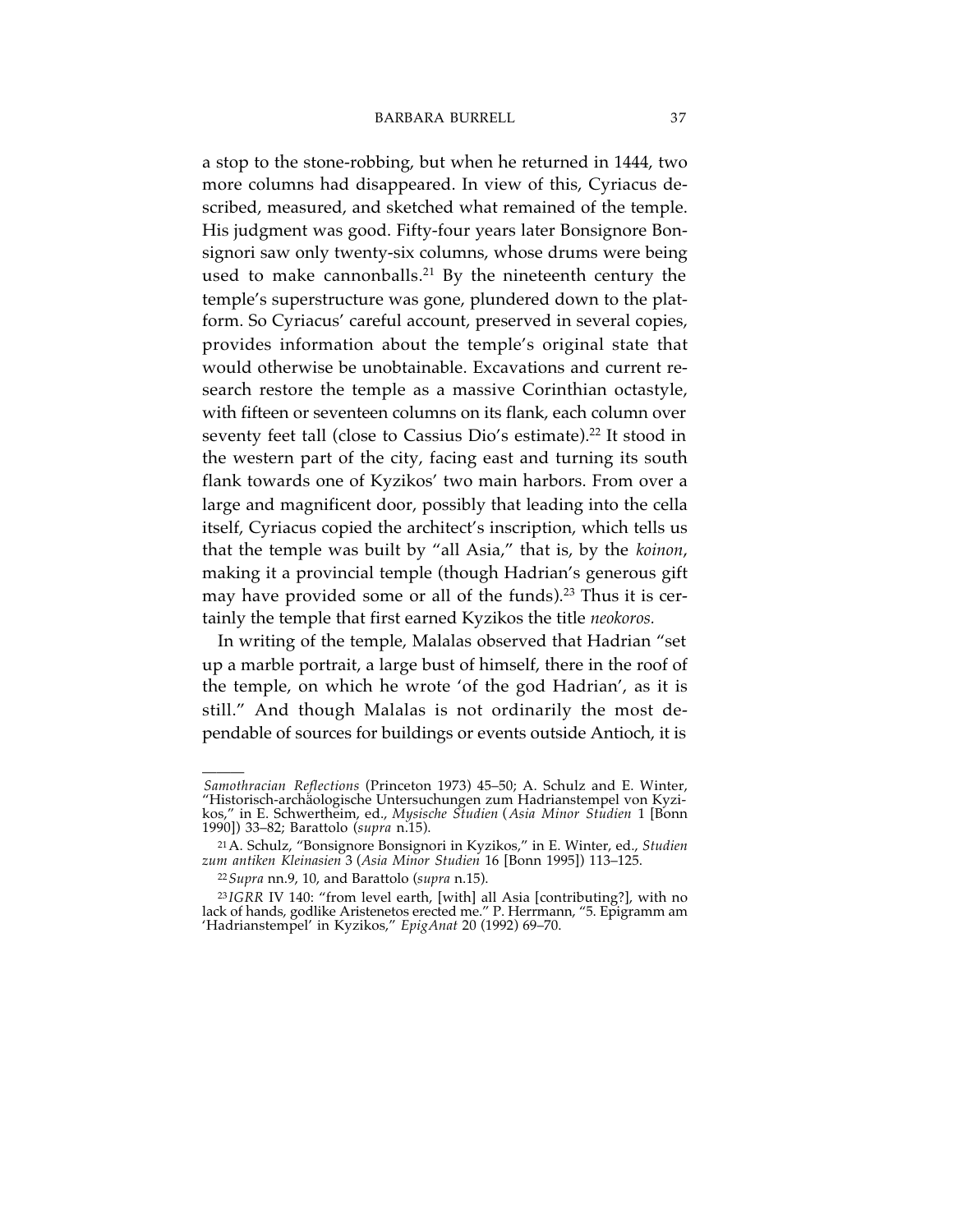a stop to the stone-robbing, but when he returned in 1444, two more columns had disappeared. In view of this, Cyriacus described, measured, and sketched what remained of the temple. His judgment was good. Fifty-four years later Bonsignore Bonsignori saw only twenty-six columns, whose drums were being used to make cannonballs.[21] By the nineteenth century the temple's superstructure was gone, plundered down to the platform. So Cyriacus' careful account, preserved in several copies, provides information about the temple's original state that would otherwise be unobtainable. Excavations and current research restore the temple as a massive Corinthian octastyle, with fifteen or seventeen columns on its flank, each column over seventy feet tall (close to Cassius Dio's estimate).[22] It stood in the western part of the city, facing east and turning its south flank towards one of Kyzikos' two main harbors. From over a large and magnificent door, possibly that leading into the cella itself, Cyriacus copied the architect's inscription, which tells us that the temple was built by "all Asia," that is, by the *koinon*, making it a provincial temple (though Hadrian's generous gift may have provided some or all of the funds).[23] Thus it is certainly the temple that first earned Kyzikos the title *neokoros.*

In writing of the temple, Malalas observed that Hadrian "set up a marble portrait, a large bust of himself, there in the roof of the temple, on which he wrote 'of the god Hadrian', as it is still." And though Malalas is not ordinarily the most dependable of sources for buildings or events outside Antioch, it is

---

*Samothracian Reflections* (Princeton 1973) 45–50; A. Schulz and E. Winter, "Historisch-archäologische Untersuchungen zum Hadrianstempel von Kyzikos," in E. Schwertheim, ed., *Mysische Studien* (*Asia Minor Studien* 1 [Bonn 1990]) 33–82; Barattolo (*supra* n.15).

[21] A. Schulz, "Bonsignore Bonsignori in Kyzikos," in E. Winter, ed., *Studien zum antiken Kleinasien* 3 (*Asia Minor Studien* 16 [Bonn 1995]) 113–125.

[22] *Supra* nn.9, 10, and Barattolo (*supra* n.15).

[23] *IGRR* IV 140: "from level earth, [with] all Asia [contributing?], with no lack of hands, godlike Aristenetos erected me." P. Herrmann, "5. Epigramm am 'Hadrianstempel' in Kyzikos," *EpigAnat* 20 (1992) 69–70.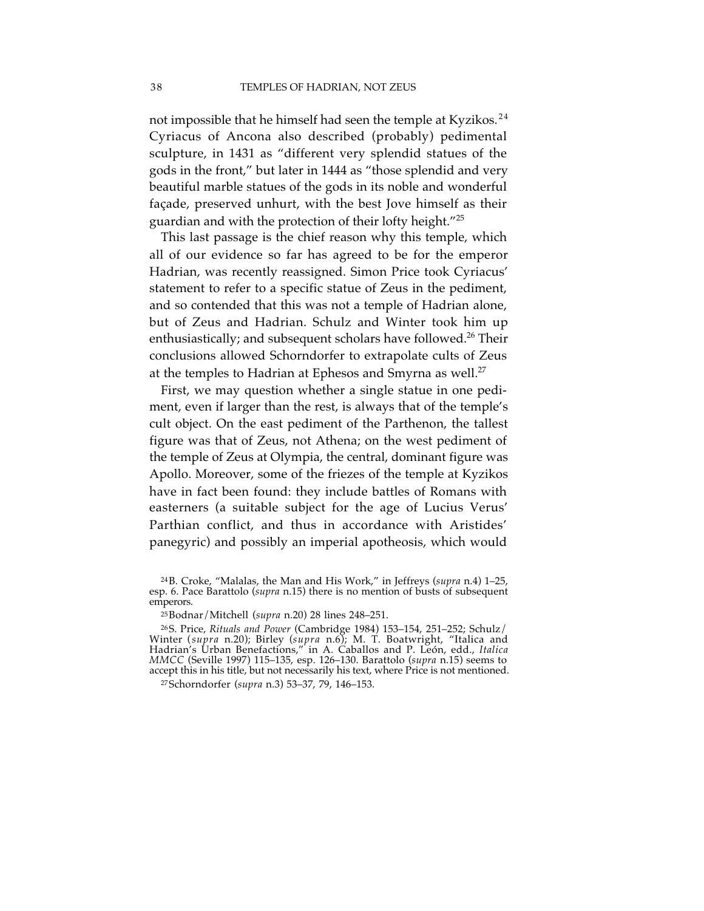not impossible that he himself had seen the temple at Kyzikos.[24] Cyriacus of Ancona also described (probably) pedimental sculpture, in 1431 as "different very splendid statues of the gods in the front," but later in 1444 as "those splendid and very beautiful marble statues of the gods in its noble and wonderful façade, preserved unhurt, with the best Jove himself as their guardian and with the protection of their lofty height."[25]

This last passage is the chief reason why this temple, which all of our evidence so far has agreed to be for the emperor Hadrian, was recently reassigned. Simon Price took Cyriacus' statement to refer to a specific statue of Zeus in the pediment, and so contended that this was not a temple of Hadrian alone, but of Zeus and Hadrian. Schulz and Winter took him up enthusiastically; and subsequent scholars have followed.[26] Their conclusions allowed Schorndorfer to extrapolate cults of Zeus at the temples to Hadrian at Ephesos and Smyrna as well.[27]

First, we may question whether a single statue in one pediment, even if larger than the rest, is always that of the temple's cult object. On the east pediment of the Parthenon, the tallest figure was that of Zeus, not Athena; on the west pediment of the temple of Zeus at Olympia, the central, dominant figure was Apollo. Moreover, some of the friezes of the temple at Kyzikos have in fact been found: they include battles of Romans with easterners (a suitable subject for the age of Lucius Verus' Parthian conflict, and thus in accordance with Aristides' panegyric) and possibly an imperial apotheosis, which would

[24] B. Croke, "Malalas, the Man and His Work," in Jeffreys (*supra* n.4) 1–25, esp. 6. Pace Barattolo (*supra* n.15) there is no mention of busts of subsequent emperors.

[25] Bodnar/Mitchell (*supra* n.20) 28 lines 248–251.

[26] S. Price, *Rituals and Power* (Cambridge 1984) 153–154, 251–252; Schulz/Winter (*supra* n.20); Birley (*supra* n.6); M. T. Boatwright, "Italica and Hadrian's Urban Benefactions," in A. Caballos and P. León, edd., *Italica MMCC* (Seville 1997) 115–135, esp. 126–130. Barattolo (*supra* n.15) seems to accept this in his title, but not necessarily his text, where Price is not mentioned.

[27] Schorndorfer (*supra* n.3) 53–37, 79, 146–153.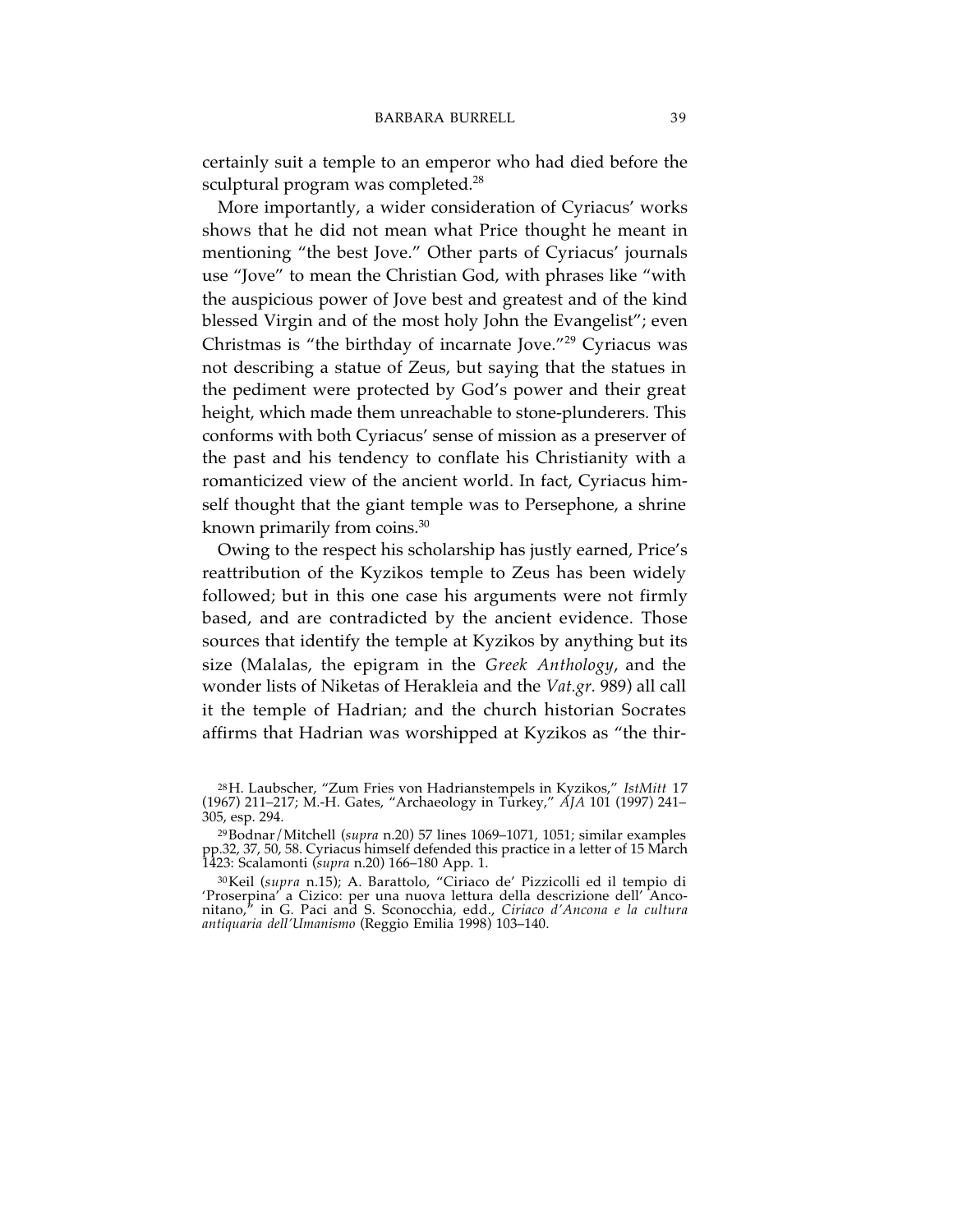certainly suit a temple to an emperor who had died before the sculptural program was completed.[28]

More importantly, a wider consideration of Cyriacus' works shows that he did not mean what Price thought he meant in mentioning "the best Jove." Other parts of Cyriacus' journals use "Jove" to mean the Christian God, with phrases like "with the auspicious power of Jove best and greatest and of the kind blessed Virgin and of the most holy John the Evangelist"; even Christmas is "the birthday of incarnate Jove."[29] Cyriacus was not describing a statue of Zeus, but saying that the statues in the pediment were protected by God's power and their great height, which made them unreachable to stone-plunderers. This conforms with both Cyriacus' sense of mission as a preserver of the past and his tendency to conflate his Christianity with a romanticized view of the ancient world. In fact, Cyriacus himself thought that the giant temple was to Persephone, a shrine known primarily from coins.[30]

Owing to the respect his scholarship has justly earned, Price's reattribution of the Kyzikos temple to Zeus has been widely followed; but in this one case his arguments were not firmly based, and are contradicted by the ancient evidence. Those sources that identify the temple at Kyzikos by anything but its size (Malalas, the epigram in the *Greek Anthology*, and the wonder lists of Niketas of Herakleia and the *Vat.gr.* 989) all call it the temple of Hadrian; and the church historian Socrates affirms that Hadrian was worshipped at Kyzikos as "the thir-

---

[28] H. Laubscher, "Zum Fries von Hadrianstempels in Kyzikos," *IstMitt* 17 (1967) 211–217; M.-H. Gates, "Archaeology in Turkey," *AJA* 101 (1997) 241–305, esp. 294.

[29] Bodnar/Mitchell (*supra* n.20) 57 lines 1069–1071, 1051; similar examples pp.32, 37, 50, 58. Cyriacus himself defended this practice in a letter of 15 March 1423: Scalamonti (*supra* n.20) 166–180 App. 1.

[30] Keil (*supra* n.15); A. Barattolo, "Ciriaco de' Pizzicolli ed il tempio di 'Proserpina' a Cizico: per una nuova lettura della descrizione dell' Anconitano," in G. Paci and S. Sconocchia, edd., *Ciriaco d'Ancona e la cultura antiquaria dell'Umanismo* (Reggio Emilia 1998) 103–140.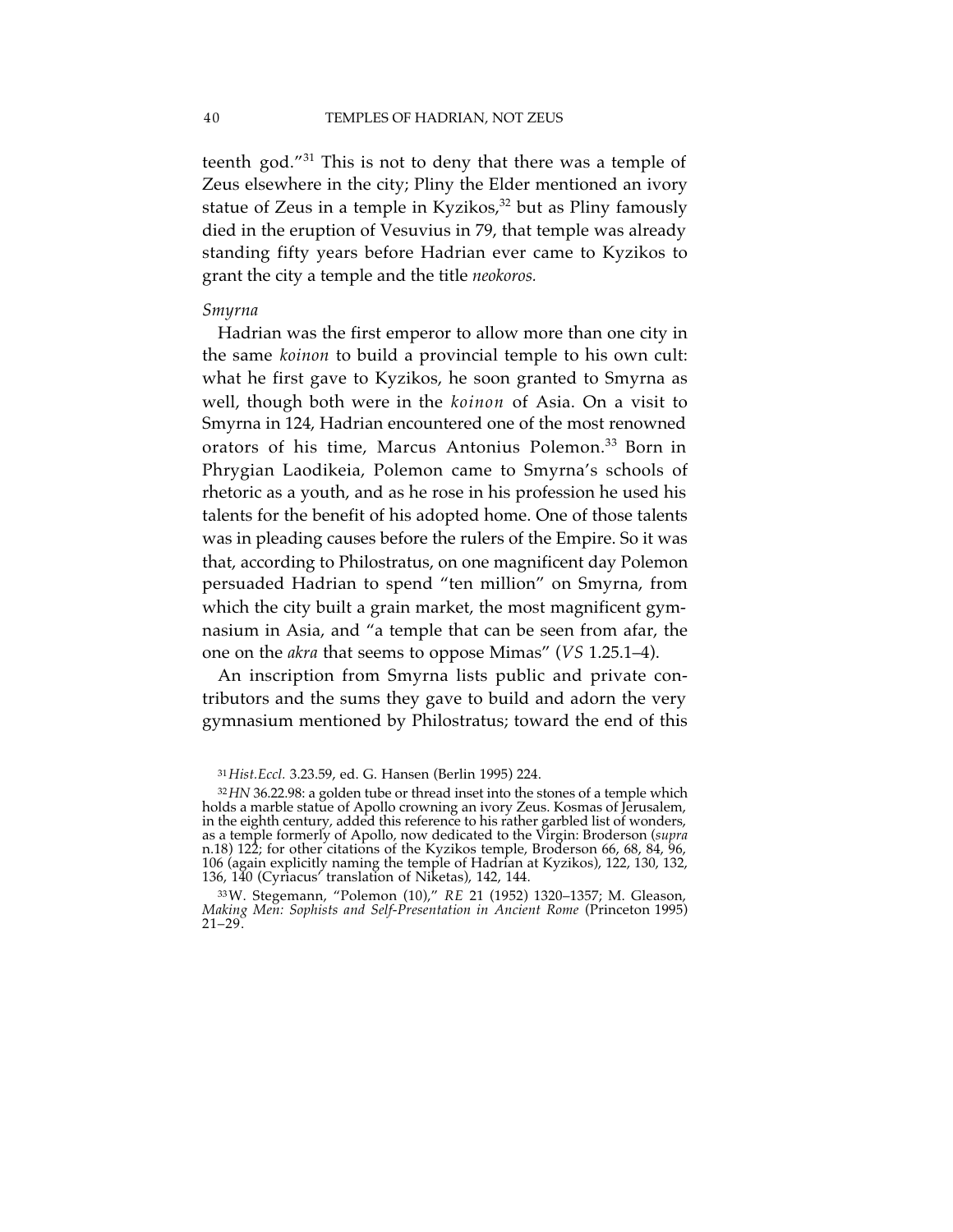teenth god."[31] This is not to deny that there was a temple of Zeus elsewhere in the city; Pliny the Elder mentioned an ivory statue of Zeus in a temple in Kyzikos,[32] but as Pliny famously died in the eruption of Vesuvius in 79, that temple was already standing fifty years before Hadrian ever came to Kyzikos to grant the city a temple and the title *neokoros.*

*Smyrna*

Hadrian was the first emperor to allow more than one city in the same *koinon* to build a provincial temple to his own cult: what he first gave to Kyzikos, he soon granted to Smyrna as well, though both were in the *koinon* of Asia. On a visit to Smyrna in 124, Hadrian encountered one of the most renowned orators of his time, Marcus Antonius Polemon.[33] Born in Phrygian Laodikeia, Polemon came to Smyrna's schools of rhetoric as a youth, and as he rose in his profession he used his talents for the benefit of his adopted home. One of those talents was in pleading causes before the rulers of the Empire. So it was that, according to Philostratus, on one magnificent day Polemon persuaded Hadrian to spend "ten million" on Smyrna, from which the city built a grain market, the most magnificent gymnasium in Asia, and "a temple that can be seen from afar, the one on the *akra* that seems to oppose Mimas" (*VS* 1.25.1–4).

An inscription from Smyrna lists public and private contributors and the sums they gave to build and adorn the very gymnasium mentioned by Philostratus; toward the end of this

[31] *Hist.Eccl.* 3.23.59, ed. G. Hansen (Berlin 1995) 224.

[32] *HN* 36.22.98: a golden tube or thread inset into the stones of a temple which holds a marble statue of Apollo crowning an ivory Zeus. Kosmas of Jerusalem, in the eighth century, added this reference to his rather garbled list of wonders, as a temple formerly of Apollo, now dedicated to the Virgin: Broderson (*supra* n.18) 122; for other citations of the Kyzikos temple, Broderson 66, 68, 84, 96, 106 (again explicitly naming the temple of Hadrian at Kyzikos), 122, 130, 132, 136, 140 (Cyriacus' translation of Niketas), 142, 144.

[33] W. Stegemann, "Polemon (10)," *RE* 21 (1952) 1320–1357; M. Gleason, *Making Men: Sophists and Self-Presentation in Ancient Rome* (Princeton 1995) 21–29.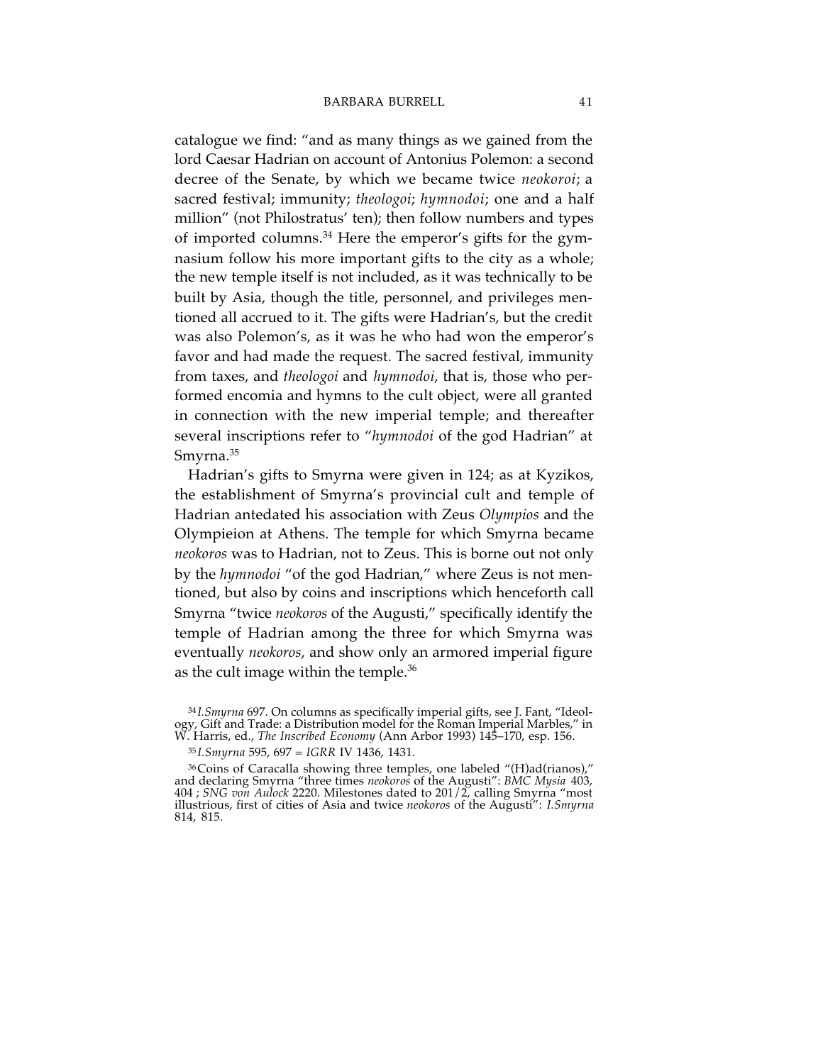catalogue we find: "and as many things as we gained from the lord Caesar Hadrian on account of Antonius Polemon: a second decree of the Senate, by which we became twice *neokoroi*; a sacred festival; immunity; *theologoi*; *hymnodoi*; one and a half million" (not Philostratus' ten); then follow numbers and types of imported columns.[34] Here the emperor's gifts for the gymnasium follow his more important gifts to the city as a whole; the new temple itself is not included, as it was technically to be built by Asia, though the title, personnel, and privileges mentioned all accrued to it. The gifts were Hadrian's, but the credit was also Polemon's, as it was he who had won the emperor's favor and had made the request. The sacred festival, immunity from taxes, and *theologoi* and *hymnodoi*, that is, those who performed encomia and hymns to the cult object, were all granted in connection with the new imperial temple; and thereafter several inscriptions refer to "*hymnodoi* of the god Hadrian" at Smyrna.[35]

Hadrian's gifts to Smyrna were given in 124; as at Kyzikos, the establishment of Smyrna's provincial cult and temple of Hadrian antedated his association with Zeus *Olympios* and the Olympieion at Athens. The temple for which Smyrna became *neokoros* was to Hadrian, not to Zeus. This is borne out not only by the *hymnodoi* "of the god Hadrian," where Zeus is not mentioned, but also by coins and inscriptions which henceforth call Smyrna "twice *neokoros* of the Augusti," specifically identify the temple of Hadrian among the three for which Smyrna was eventually *neokoros*, and show only an armored imperial figure as the cult image within the temple.[36]

[34] *I.Smyrna* 697. On columns as specifically imperial gifts, see J. Fant, "Ideology, Gift and Trade: a Distribution model for the Roman Imperial Marbles," in W. Harris, ed., *The Inscribed Economy* (Ann Arbor 1993) 145–170, esp. 156.

[35] *I.Smyrna* 595, 697 = *IGRR* IV 1436, 1431.

[36] Coins of Caracalla showing three temples, one labeled "(H)ad(rianos)," and declaring Smyrna "three times *neokoros* of the Augusti": *BMC Mysia* 403, 404 ; *SNG von Aulock* 2220. Milestones dated to 201/2, calling Smyrna "most illustrious, first of cities of Asia and twice *neokoros* of the Augusti": *I.Smyrna* 814, 815.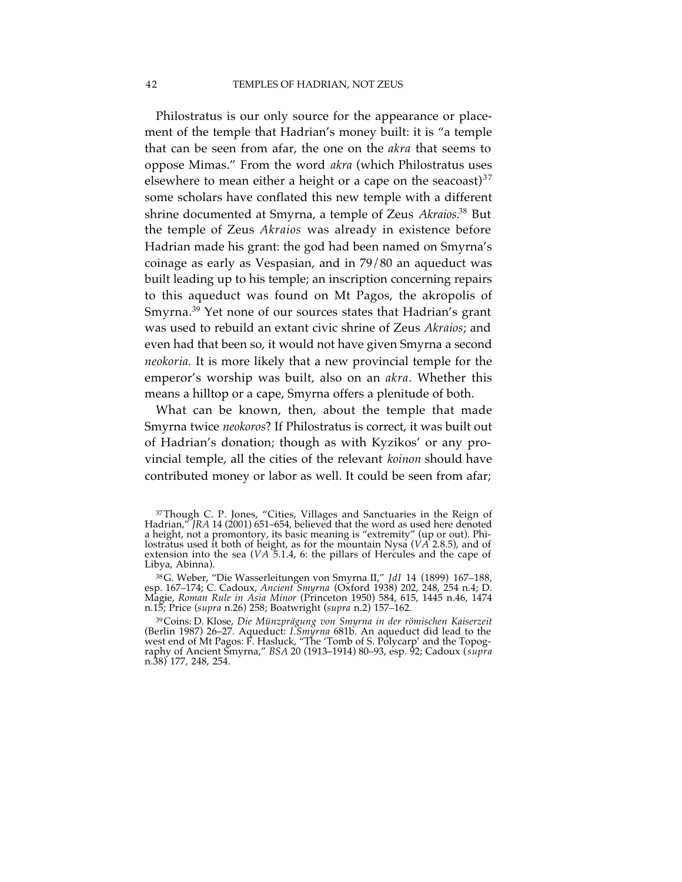Philostratus is our only source for the appearance or placement of the temple that Hadrian's money built: it is "a temple that can be seen from afar, the one on the *akra* that seems to oppose Mimas." From the word *akra* (which Philostratus uses elsewhere to mean either a height or a cape on the seacoast)[37] some scholars have conflated this new temple with a different shrine documented at Smyrna, a temple of Zeus *Akraios*.[38] But the temple of Zeus *Akraios* was already in existence before Hadrian made his grant: the god had been named on Smyrna's coinage as early as Vespasian, and in 79/80 an aqueduct was built leading up to his temple; an inscription concerning repairs to this aqueduct was found on Mt Pagos, the akropolis of Smyrna.[39] Yet none of our sources states that Hadrian's grant was used to rebuild an extant civic shrine of Zeus *Akraios*; and even had that been so, it would not have given Smyrna a second *neokoria.* It is more likely that a new provincial temple for the emperor's worship was built, also on an *akra*. Whether this means a hilltop or a cape, Smyrna offers a plenitude of both.

What can be known, then, about the temple that made Smyrna twice *neokoros*? If Philostratus is correct, it was built out of Hadrian's donation; though as with Kyzikos' or any provincial temple, all the cities of the relevant *koinon* should have contributed money or labor as well. It could be seen from afar;

[37] Though C. P. Jones, "Cities, Villages and Sanctuaries in the Reign of Hadrian," *JRA* 14 (2001) 651–654, believed that the word as used here denoted a height, not a promontory, its basic meaning is "extremity" (up or out). Philostratus used it both of height, as for the mountain Nysa (*VA* 2.8.5), and of extension into the sea (*VA* 5.1.4, 6: the pillars of Hercules and the cape of Libya, Abinna).

[38] G. Weber, "Die Wasserleitungen von Smyrna II," *JdI* 14 (1899) 167–188, esp. 167–174; C. Cadoux, *Ancient Smyrna* (Oxford 1938) 202, 248, 254 n.4; D. Magie, *Roman Rule in Asia Minor* (Princeton 1950) 584, 615, 1445 n.46, 1474 n.15; Price (*supra* n.26) 258; Boatwright (*supra* n.2) 157–162.

[39] Coins: D. Klose, *Die Münzprägung von Smyrna in der römischen Kaiserzeit* (Berlin 1987) 26–27. Aqueduct: *I.Smyrna* 681b. An aqueduct did lead to the west end of Mt Pagos: F. Hasluck, "The 'Tomb of S. Polycarp' and the Topography of Ancient Smyrna," *BSA* 20 (1913–1914) 80–93, esp. 92; Cadoux (*supra* n.38) 177, 248, 254.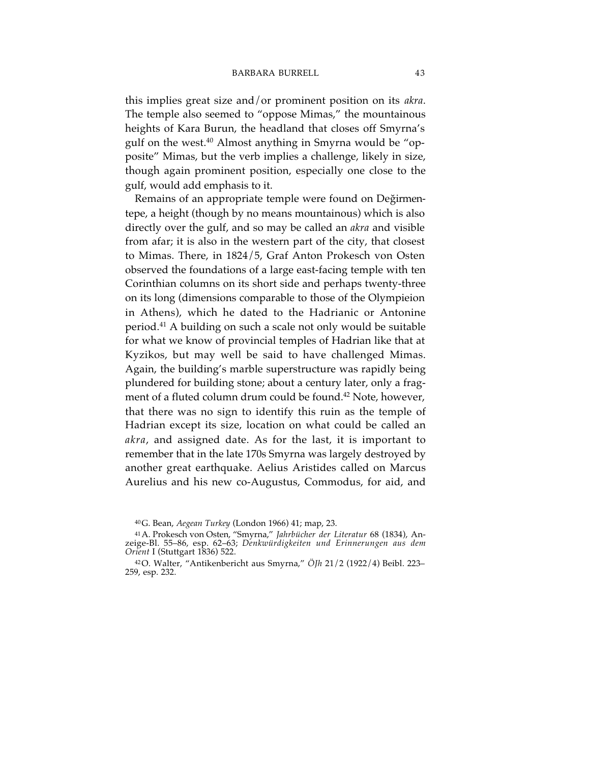this implies great size and/or prominent position on its *akra*. The temple also seemed to "oppose Mimas," the mountainous heights of Kara Burun, the headland that closes off Smyrna's gulf on the west.[40] Almost anything in Smyrna would be "opposite" Mimas, but the verb implies a challenge, likely in size, though again prominent position, especially one close to the gulf, would add emphasis to it.

Remains of an appropriate temple were found on Değirmentepe, a height (though by no means mountainous) which is also directly over the gulf, and so may be called an *akra* and visible from afar; it is also in the western part of the city, that closest to Mimas. There, in 1824/5, Graf Anton Prokesch von Osten observed the foundations of a large east-facing temple with ten Corinthian columns on its short side and perhaps twenty-three on its long (dimensions comparable to those of the Olympieion in Athens), which he dated to the Hadrianic or Antonine period.[41] A building on such a scale not only would be suitable for what we know of provincial temples of Hadrian like that at Kyzikos, but may well be said to have challenged Mimas. Again, the building's marble superstructure was rapidly being plundered for building stone; about a century later, only a fragment of a fluted column drum could be found.[42] Note, however, that there was no sign to identify this ruin as the temple of Hadrian except its size, location on what could be called an *akra*, and assigned date. As for the last, it is important to remember that in the late 170s Smyrna was largely destroyed by another great earthquake. Aelius Aristides called on Marcus Aurelius and his new co-Augustus, Commodus, for aid, and

---

[40] G. Bean, *Aegean Turkey* (London 1966) 41; map, 23.

[41] A. Prokesch von Osten, "Smyrna," *Jahrbücher der Literatur* 68 (1834), Anzeige-Bl. 55–86, esp. 62–63; *Denkwürdigkeiten und Erinnerungen aus dem Orient* I (Stuttgart 1836) 522.

[42] O. Walter, "Antikenbericht aus Smyrna," *ÖJh* 21/2 (1922/4) Beibl. 223–259, esp. 232.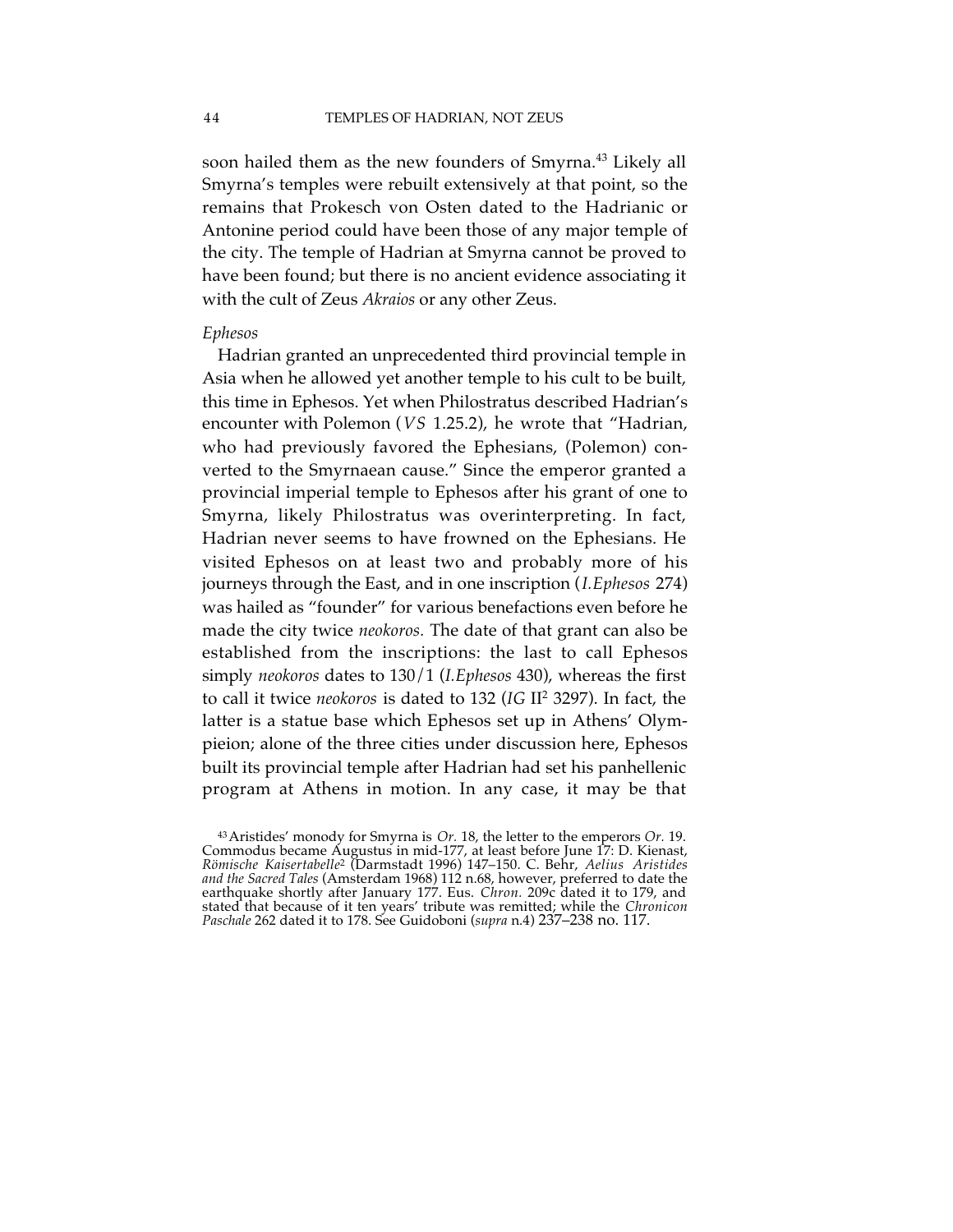soon hailed them as the new founders of Smyrna.[43] Likely all Smyrna's temples were rebuilt extensively at that point, so the remains that Prokesch von Osten dated to the Hadrianic or Antonine period could have been those of any major temple of the city. The temple of Hadrian at Smyrna cannot be proved to have been found; but there is no ancient evidence associating it with the cult of Zeus *Akraios* or any other Zeus.

*Ephesos*

Hadrian granted an unprecedented third provincial temple in Asia when he allowed yet another temple to his cult to be built, this time in Ephesos. Yet when Philostratus described Hadrian's encounter with Polemon (*VS* 1.25.2), he wrote that "Hadrian, who had previously favored the Ephesians, (Polemon) converted to the Smyrnaean cause." Since the emperor granted a provincial imperial temple to Ephesos after his grant of one to Smyrna, likely Philostratus was overinterpreting. In fact, Hadrian never seems to have frowned on the Ephesians. He visited Ephesos on at least two and probably more of his journeys through the East, and in one inscription (*I.Ephesos* 274) was hailed as "founder" for various benefactions even before he made the city twice *neokoros.* The date of that grant can also be established from the inscriptions: the last to call Ephesos simply *neokoros* dates to 130/1 (*I.Ephesos* 430), whereas the first to call it twice *neokoros* is dated to 132 (*IG* II² 3297). In fact, the latter is a statue base which Ephesos set up in Athens' Olympieion; alone of the three cities under discussion here, Ephesos built its provincial temple after Hadrian had set his panhellenic program at Athens in motion. In any case, it may be that

[43] Aristides' monody for Smyrna is *Or.* 18, the letter to the emperors *Or.* 19. Commodus became Augustus in mid-177, at least before June 17: D. Kienast, *Römische Kaisertabelle*² (Darmstadt 1996) 147–150. C. Behr, *Aelius Aristides and the Sacred Tales* (Amsterdam 1968) 112 n.68, however, preferred to date the earthquake shortly after January 177. Eus. *Chron.* 209c dated it to 179, and stated that because of it ten years' tribute was remitted; while the *Chronicon Paschale* 262 dated it to 178. See Guidoboni (*supra* n.4) 237–238 no. 117.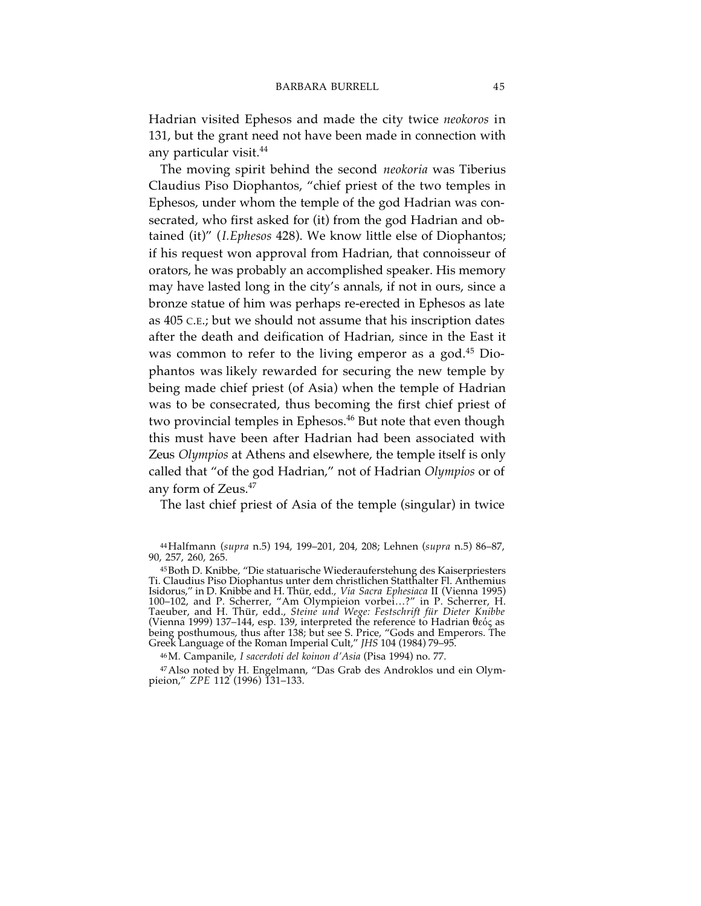Hadrian visited Ephesos and made the city twice *neokoros* in 131, but the grant need not have been made in connection with any particular visit.[44]

The moving spirit behind the second *neokoria* was Tiberius Claudius Piso Diophantos, "chief priest of the two temples in Ephesos, under whom the temple of the god Hadrian was consecrated, who first asked for (it) from the god Hadrian and obtained (it)" (*I.Ephesos* 428). We know little else of Diophantos; if his request won approval from Hadrian, that connoisseur of orators, he was probably an accomplished speaker. His memory may have lasted long in the city's annals, if not in ours, since a bronze statue of him was perhaps re-erected in Ephesos as late as 405 C.E.; but we should not assume that his inscription dates after the death and deification of Hadrian, since in the East it was common to refer to the living emperor as a god.[45] Diophantos was likely rewarded for securing the new temple by being made chief priest (of Asia) when the temple of Hadrian was to be consecrated, thus becoming the first chief priest of two provincial temples in Ephesos.[46] But note that even though this must have been after Hadrian had been associated with Zeus *Olympios* at Athens and elsewhere, the temple itself is only called that "of the god Hadrian," not of Hadrian *Olympios* or of any form of Zeus.[47]

The last chief priest of Asia of the temple (singular) in twice

---

[44] Halfmann (*supra* n.5) 194, 199–201, 204, 208; Lehnen (*supra* n.5) 86–87, 90, 257, 260, 265.

[45] Both D. Knibbe, "Die statuarische Wiederauferstehung des Kaiserpriesters Ti. Claudius Piso Diophantus unter dem christlichen Statthalter Fl. Anthemius Isidorus," in D. Knibbe and H. Thür, edd., *Via Sacra Ephesiaca* II (Vienna 1995) 100–102, and P. Scherrer, "Am Olympieion vorbei…?" in P. Scherrer, H. Taeuber, and H. Thür, edd., *Steine und Wege: Festschrift für Dieter Knibbe* (Vienna 1999) 137–144, esp. 139, interpreted the reference to Hadrian θεός as being posthumous, thus after 138; but see S. Price, "Gods and Emperors. The Greek Language of the Roman Imperial Cult," *JHS* 104 (1984) 79–95.

[46] M. Campanile, *I sacerdoti del koinon d'Asia* (Pisa 1994) no. 77.

[47] Also noted by H. Engelmann, "Das Grab des Androklos und ein Olympieion," *ZPE* 112 (1996) 131–133.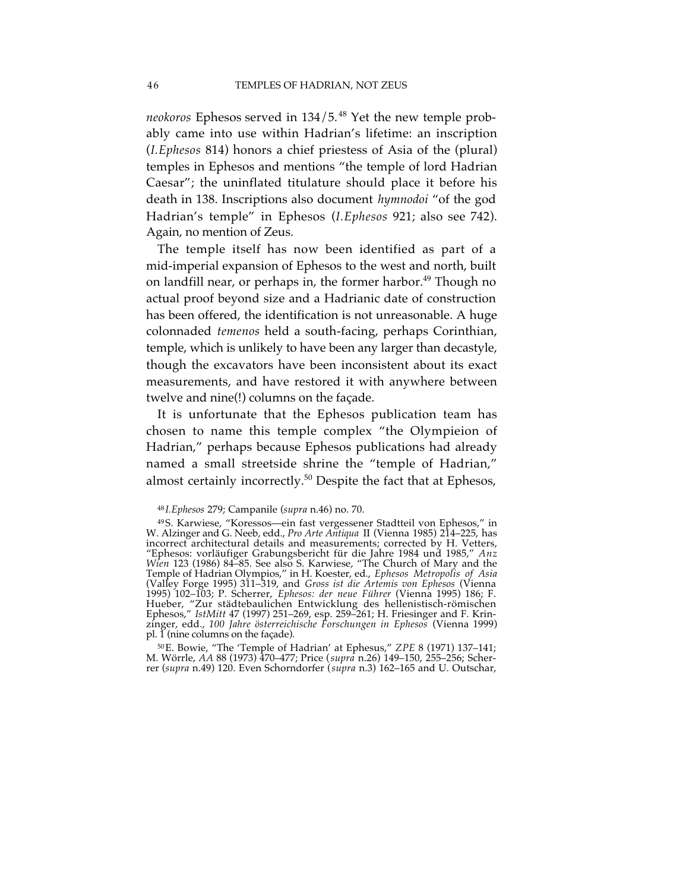*neokoros* Ephesos served in 134/5.[48] Yet the new temple probably came into use within Hadrian's lifetime: an inscription (*I.Ephesos* 814) honors a chief priestess of Asia of the (plural) temples in Ephesos and mentions "the temple of lord Hadrian Caesar"; the uninflated titulature should place it before his death in 138. Inscriptions also document *hymnodoi* "of the god Hadrian's temple" in Ephesos (*I.Ephesos* 921; also see 742). Again, no mention of Zeus.

The temple itself has now been identified as part of a mid-imperial expansion of Ephesos to the west and north, built on landfill near, or perhaps in, the former harbor.[49] Though no actual proof beyond size and a Hadrianic date of construction has been offered, the identification is not unreasonable. A huge colonnaded *temenos* held a south-facing, perhaps Corinthian, temple, which is unlikely to have been any larger than decastyle, though the excavators have been inconsistent about its exact measurements, and have restored it with anywhere between twelve and nine(!) columns on the façade.

It is unfortunate that the Ephesos publication team has chosen to name this temple complex "the Olympieion of Hadrian," perhaps because Ephesos publications had already named a small streetside shrine the "temple of Hadrian," almost certainly incorrectly.[50] Despite the fact that at Ephesos,

---

[48] *I.Ephesos* 279; Campanile (*supra* n.46) no. 70.

[49] S. Karwiese, "Koressos—ein fast vergessener Stadtteil von Ephesos," in W. Alzinger and G. Neeb, edd., *Pro Arte Antiqua* II (Vienna 1985) 214–225, has incorrect architectural details and measurements; corrected by H. Vetters, "Ephesos: vorläufiger Grabungsbericht für die Jahre 1984 und 1985," *Anz Wien* 123 (1986) 84–85. See also S. Karwiese, "The Church of Mary and the Temple of Hadrian Olympios," in H. Koester, ed., *Ephesos Metropolis of Asia* (Valley Forge 1995) 311–319, and *Gross ist die Artemis von Ephesos* (Vienna 1995) 102–103; P. Scherrer, *Ephesos: der neue Führer* (Vienna 1995) 186; F. Hueber, "Zur städtebaulichen Entwicklung des hellenistisch-römischen Ephesos," *IstMitt* 47 (1997) 251–269, esp. 259–261; H. Friesinger and F. Krinzinger, edd., *100 Jahre österreichische Forschungen in Ephesos* (Vienna 1999) pl. 1 (nine columns on the façade).

[50] E. Bowie, "The 'Temple of Hadrian' at Ephesus," *ZPE* 8 (1971) 137–141; M. Wörrle, *AA* 88 (1973) 470–477; Price (*supra* n.26) 149–150, 255–256; Scherrer (*supra* n.49) 120. Even Schorndorfer (*supra* n.3) 162–165 and U. Outschar,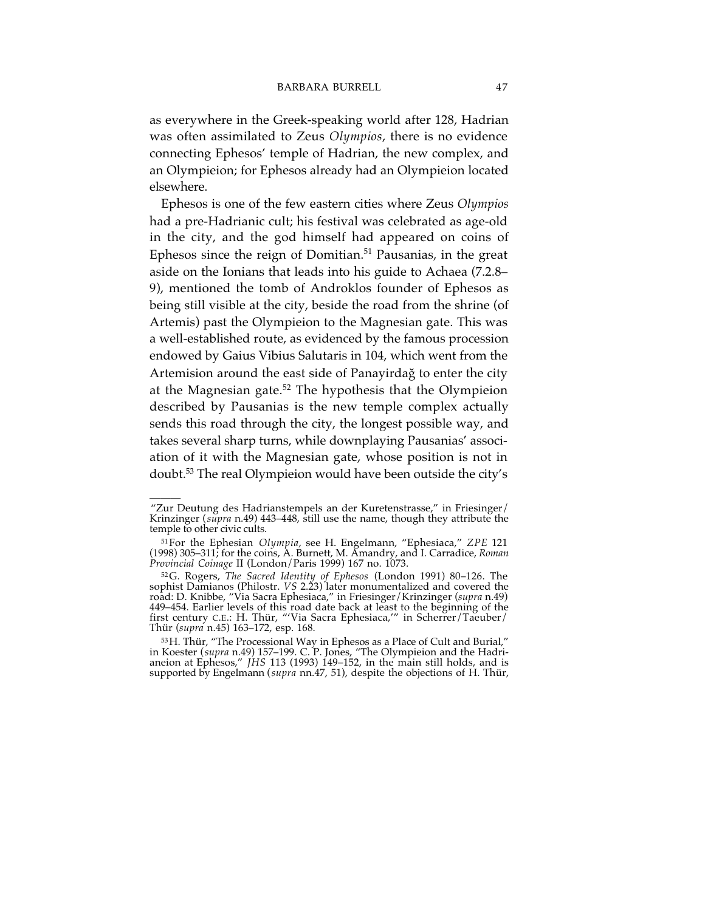as everywhere in the Greek-speaking world after 128, Hadrian was often assimilated to Zeus *Olympios*, there is no evidence connecting Ephesos' temple of Hadrian, the new complex, and an Olympieion; for Ephesos already had an Olympieion located elsewhere.

Ephesos is one of the few eastern cities where Zeus *Olympios* had a pre-Hadrianic cult; his festival was celebrated as age-old in the city, and the god himself had appeared on coins of Ephesos since the reign of Domitian.[51] Pausanias, in the great aside on the Ionians that leads into his guide to Achaea (7.2.8–9), mentioned the tomb of Androklos founder of Ephesos as being still visible at the city, beside the road from the shrine (of Artemis) past the Olympieion to the Magnesian gate. This was a well-established route, as evidenced by the famous procession endowed by Gaius Vibius Salutaris in 104, which went from the Artemision around the east side of Panayirdağ to enter the city at the Magnesian gate.[52] The hypothesis that the Olympieion described by Pausanias is the new temple complex actually sends this road through the city, the longest possible way, and takes several sharp turns, while downplaying Pausanias' association of it with the Magnesian gate, whose position is not in doubt.[53] The real Olympieion would have been outside the city's

---

"Zur Deutung des Hadrianstempels an der Kuretenstrasse," in Friesinger/Krinzinger (*supra* n.49) 443–448, still use the name, though they attribute the temple to other civic cults.

[51] For the Ephesian *Olympia*, see H. Engelmann, "Ephesiaca," *ZPE* 121 (1998) 305–311; for the coins, A. Burnett, M. Amandry, and I. Carradice, *Roman Provincial Coinage* II (London/Paris 1999) 167 no. 1073.

[52] G. Rogers, *The Sacred Identity of Ephesos* (London 1991) 80–126. The sophist Damianos (Philostr. *VS* 2.23) later monumentalized and covered the road: D. Knibbe, "Via Sacra Ephesiaca," in Friesinger/Krinzinger (*supra* n.49) 449–454. Earlier levels of this road date back at least to the beginning of the first century C.E.: H. Thür, "'Via Sacra Ephesiaca,'" in Scherrer/Taeuber/Thür (*supra* n.45) 163–172, esp. 168.

[53] H. Thür, "The Processional Way in Ephesos as a Place of Cult and Burial," in Koester (*supra* n.49) 157–199. C. P. Jones, "The Olympieion and the Hadrianeion at Ephesos," *JHS* 113 (1993) 149–152, in the main still holds, and is supported by Engelmann (*supra* nn.47, 51), despite the objections of H. Thür,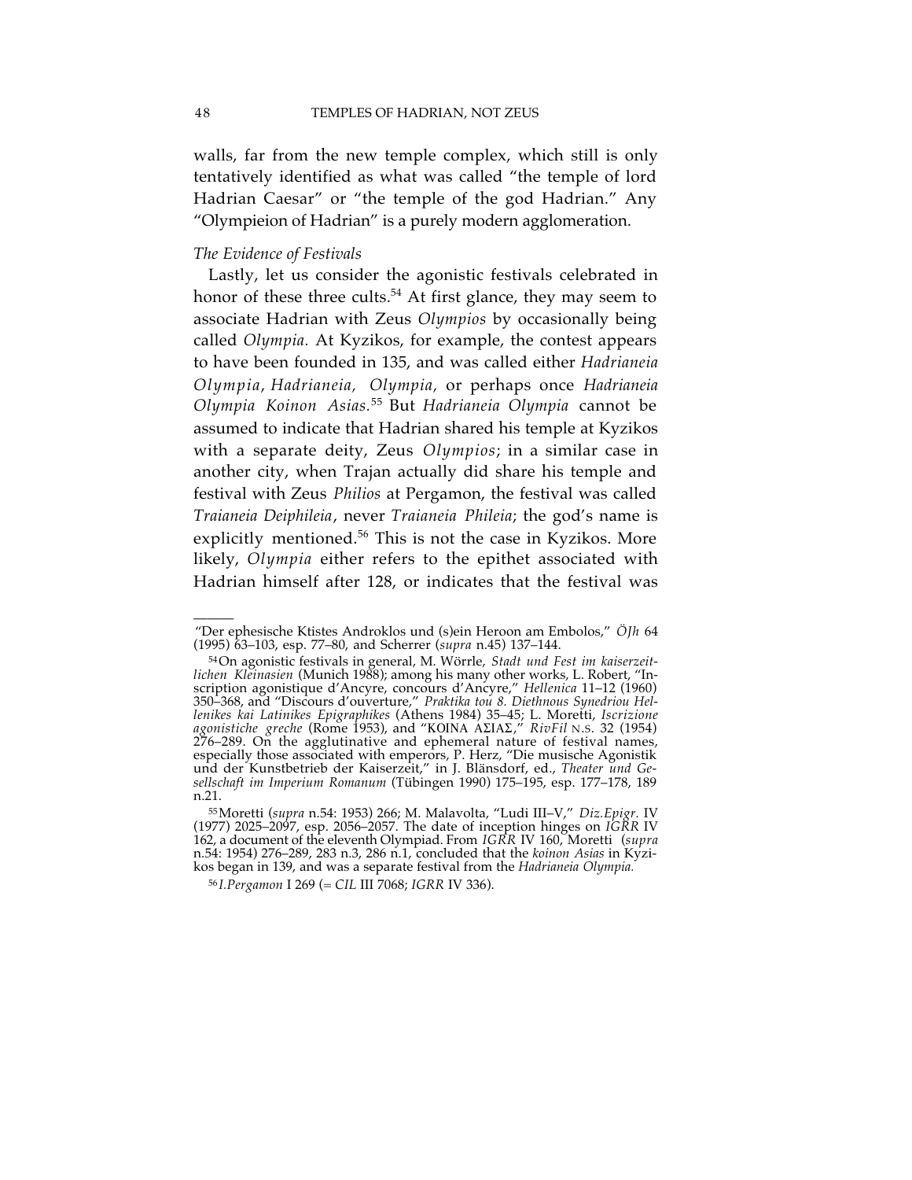walls, far from the new temple complex, which still is only tentatively identified as what was called "the temple of lord Hadrian Caesar" or "the temple of the god Hadrian." Any "Olympieion of Hadrian" is a purely modern agglomeration.

*The Evidence of Festivals*

Lastly, let us consider the agonistic festivals celebrated in honor of these three cults.[54] At first glance, they may seem to associate Hadrian with Zeus *Olympios* by occasionally being called *Olympia.* At Kyzikos, for example, the contest appears to have been founded in 135, and was called either *Hadrianeia Olympia*, *Hadrianeia, Olympia,* or perhaps once *Hadrianeia Olympia Koinon Asias.*[55] But *Hadrianeia Olympia* cannot be assumed to indicate that Hadrian shared his temple at Kyzikos with a separate deity, Zeus *Olympios*; in a similar case in another city, when Trajan actually did share his temple and festival with Zeus *Philios* at Pergamon, the festival was called *Traianeia Deiphileia*, never *Traianeia Phileia*; the god's name is explicitly mentioned.[56] This is not the case in Kyzikos. More likely, *Olympia* either refers to the epithet associated with Hadrian himself after 128, or indicates that the festival was

---

"Der ephesische Ktistes Androklos und (s)ein Heroon am Embolos," *ÖJh* 64 (1995) 63–103, esp. 77–80, and Scherrer (*supra* n.45) 137–144.

[54] On agonistic festivals in general, M. Wörrle, *Stadt und Fest im kaiserzeitlichen Kleinasien* (Munich 1988); among his many other works, L. Robert, "Inscription agonistique d'Ancyre, concours d'Ancyre," *Hellenica* 11–12 (1960) 350–368, and "Discours d'ouverture," *Praktika tou 8. Diethnous Synedriou Hellenikes kai Latinikes Epigraphikes* (Athens 1984) 35–45; L. Moretti, *Iscrizione agonistiche greche* (Rome 1953), and "ΚΟΙΝΑ ΑΣΙΑΣ," *RivFil* N.S. 32 (1954) 276–289. On the agglutinative and ephemeral nature of festival names, especially those associated with emperors, P. Herz, "Die musische Agonistik und der Kunstbetrieb der Kaiserzeit," in J. Blänsdorf, ed., *Theater und Gesellschaft im Imperium Romanum* (Tübingen 1990) 175–195, esp. 177–178, 189 n.21.

[55] Moretti (*supra* n.54: 1953) 266; M. Malavolta, "Ludi III–V," *Diz.Epigr.* IV (1977) 2025–2097, esp. 2056–2057. The date of inception hinges on *IGRR* IV 162, a document of the eleventh Olympiad. From *IGRR* IV 160, Moretti (*supra* n.54: 1954) 276–289, 283 n.3, 286 n.1, concluded that the *koinon Asias* in Kyzikos began in 139, and was a separate festival from the *Hadrianeia Olympia.*

[56] *I.Pergamon* I 269 (= *CIL* III 7068; *IGRR* IV 336).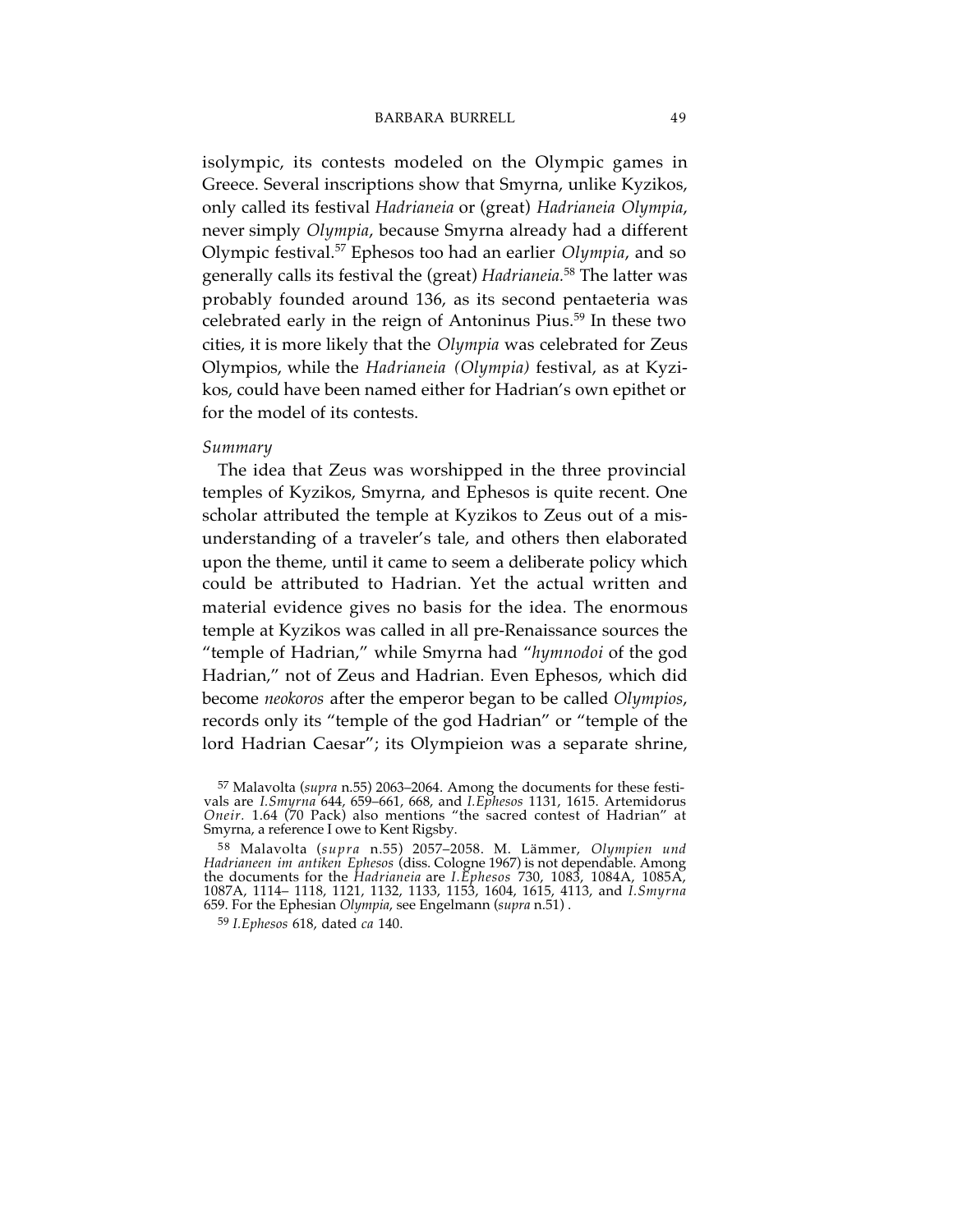isolympic, its contests modeled on the Olympic games in Greece. Several inscriptions show that Smyrna, unlike Kyzikos, only called its festival *Hadrianeia* or (great) *Hadrianeia Olympia*, never simply *Olympia*, because Smyrna already had a different Olympic festival.[57] Ephesos too had an earlier *Olympia*, and so generally calls its festival the (great) *Hadrianeia.*[58] The latter was probably founded around 136, as its second pentaeteria was celebrated early in the reign of Antoninus Pius.[59] In these two cities, it is more likely that the *Olympia* was celebrated for Zeus Olympios, while the *Hadrianeia (Olympia)* festival, as at Kyzikos, could have been named either for Hadrian's own epithet or for the model of its contests.

*Summary*

The idea that Zeus was worshipped in the three provincial temples of Kyzikos, Smyrna, and Ephesos is quite recent. One scholar attributed the temple at Kyzikos to Zeus out of a misunderstanding of a traveler's tale, and others then elaborated upon the theme, until it came to seem a deliberate policy which could be attributed to Hadrian. Yet the actual written and material evidence gives no basis for the idea. The enormous temple at Kyzikos was called in all pre-Renaissance sources the "temple of Hadrian," while Smyrna had "*hymnodoi* of the god Hadrian," not of Zeus and Hadrian. Even Ephesos, which did become *neokoros* after the emperor began to be called *Olympios*, records only its "temple of the god Hadrian" or "temple of the lord Hadrian Caesar"; its Olympieion was a separate shrine,

---

[57] Malavolta (*supra* n.55) 2063–2064. Among the documents for these festivals are *I.Smyrna* 644, 659–661, 668, and *I.Ephesos* 1131, 1615. Artemidorus *Oneir.* 1.64 (70 Pack) also mentions "the sacred contest of Hadrian" at Smyrna, a reference I owe to Kent Rigsby.

[58] Malavolta (*supra* n.55) 2057–2058. M. Lämmer, *Olympien und Hadrianeen im antiken Ephesos* (diss. Cologne 1967) is not dependable. Among the documents for the *Hadrianeia* are *I.Ephesos* 730, 1083, 1084A, 1085A, 1087A, 1114– 1118, 1121, 1132, 1133, 1153, 1604, 1615, 4113, and *I.Smyrna* 659. For the Ephesian *Olympia*, see Engelmann (*supra* n.51) .

[59] *I.Ephesos* 618, dated *ca* 140.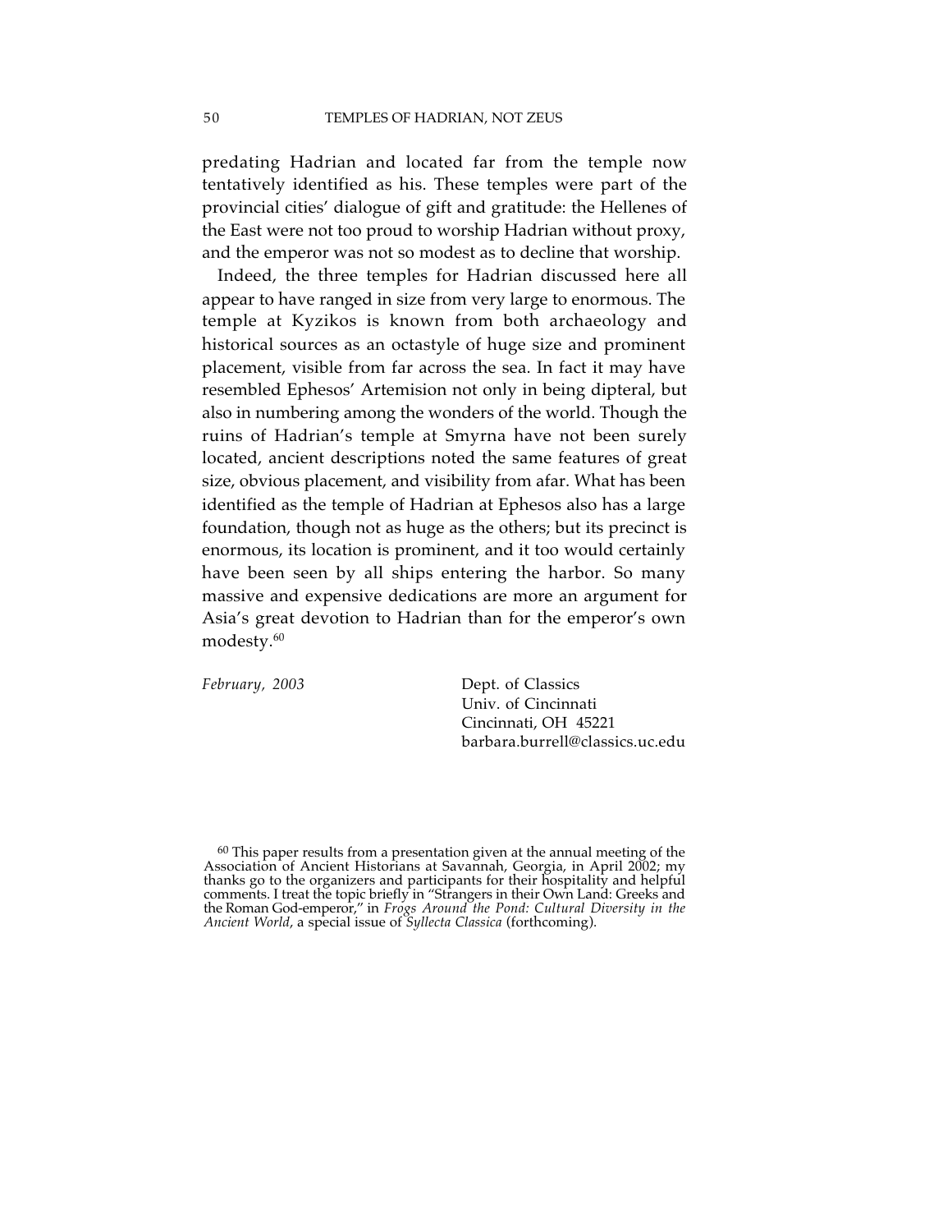predating Hadrian and located far from the temple now tentatively identified as his. These temples were part of the provincial cities' dialogue of gift and gratitude: the Hellenes of the East were not too proud to worship Hadrian without proxy, and the emperor was not so modest as to decline that worship.

Indeed, the three temples for Hadrian discussed here all appear to have ranged in size from very large to enormous. The temple at Kyzikos is known from both archaeology and historical sources as an octastyle of huge size and prominent placement, visible from far across the sea. In fact it may have resembled Ephesos' Artemision not only in being dipteral, but also in numbering among the wonders of the world. Though the ruins of Hadrian's temple at Smyrna have not been surely located, ancient descriptions noted the same features of great size, obvious placement, and visibility from afar. What has been identified as the temple of Hadrian at Ephesos also has a large foundation, though not as huge as the others; but its precinct is enormous, its location is prominent, and it too would certainly have been seen by all ships entering the harbor. So many massive and expensive dedications are more an argument for Asia's great devotion to Hadrian than for the emperor's own modesty.[60]

*February, 2003*

Dept. of Classics
Univ. of Cincinnati
Cincinnati, OH 45221
barbara.burrell@classics.uc.edu

[60] This paper results from a presentation given at the annual meeting of the Association of Ancient Historians at Savannah, Georgia, in April 2002; my thanks go to the organizers and participants for their hospitality and helpful comments. I treat the topic briefly in "Strangers in their Own Land: Greeks and the Roman God-emperor," in *Frogs Around the Pond: Cultural Diversity in the Ancient World*, a special issue of *Syllecta Classica* (forthcoming).